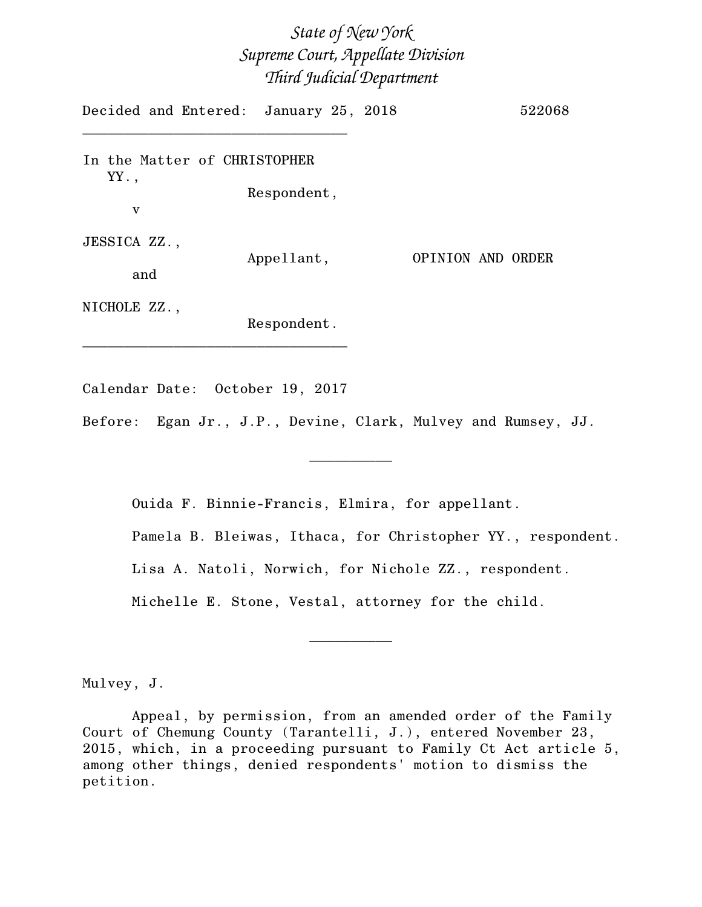# *State of New York*
# *Supreme Court, Appellate Division*
# *Third Judicial Department*

Decided and Entered: January 25, 2018 522068

---

In the Matter of CHRISTOPHER YY.,
Respondent,

v

JESSICA ZZ.,
Appellant,

and

NICHOLE ZZ.,
Respondent.

OPINION AND ORDER

---

Calendar Date: October 19, 2017

Before: Egan Jr., J.P., Devine, Clark, Mulvey and Rumsey, JJ.

---

Ouida F. Binnie-Francis, Elmira, for appellant.

Pamela B. Bleiwas, Ithaca, for Christopher YY., respondent.

Lisa A. Natoli, Norwich, for Nichole ZZ., respondent.

Michelle E. Stone, Vestal, attorney for the child.

---

Mulvey, J.

Appeal, by permission, from an amended order of the Family Court of Chemung County (Tarantelli, J.), entered November 23, 2015, which, in a proceeding pursuant to Family Ct Act article 5, among other things, denied respondents' motion to dismiss the petition.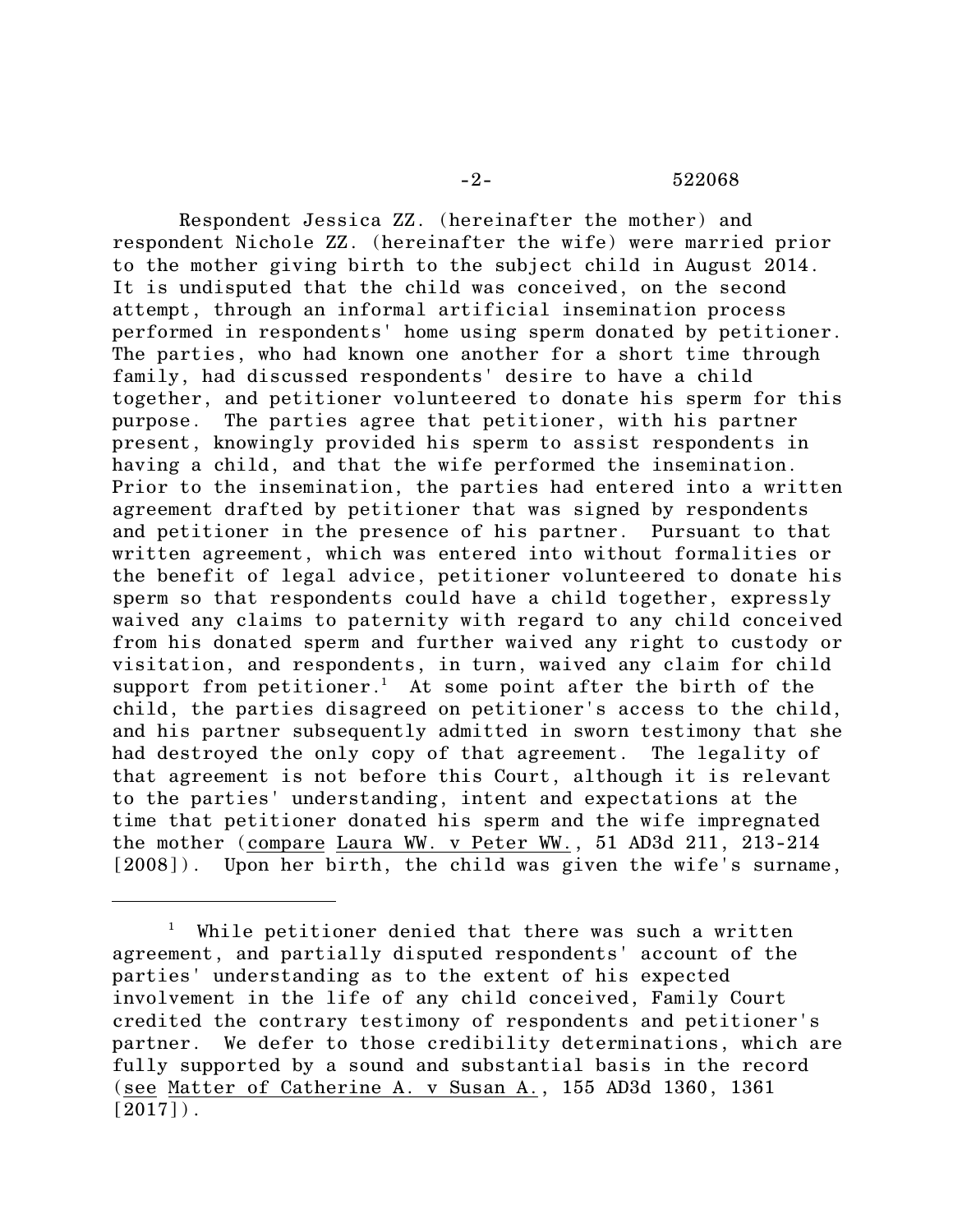Respondent Jessica ZZ. (hereinafter the mother) and respondent Nichole ZZ. (hereinafter the wife) were married prior to the mother giving birth to the subject child in August 2014. It is undisputed that the child was conceived, on the second attempt, through an informal artificial insemination process performed in respondents' home using sperm donated by petitioner. The parties, who had known one another for a short time through family, had discussed respondents' desire to have a child together, and petitioner volunteered to donate his sperm for this purpose. The parties agree that petitioner, with his partner present, knowingly provided his sperm to assist respondents in having a child, and that the wife performed the insemination. Prior to the insemination, the parties had entered into a written agreement drafted by petitioner that was signed by respondents and petitioner in the presence of his partner. Pursuant to that written agreement, which was entered into without formalities or the benefit of legal advice, petitioner volunteered to donate his sperm so that respondents could have a child together, expressly waived any claims to paternity with regard to any child conceived from his donated sperm and further waived any right to custody or visitation, and respondents, in turn, waived any claim for child support from petitioner.[1] At some point after the birth of the child, the parties disagreed on petitioner's access to the child, and his partner subsequently admitted in sworn testimony that she had destroyed the only copy of that agreement. The legality of that agreement is not before this Court, although it is relevant to the parties' understanding, intent and expectations at the time that petitioner donated his sperm and the wife impregnated the mother (compare Laura WW. v Peter WW., 51 AD3d 211, 213-214 [2008]). Upon her birth, the child was given the wife's surname,

---

[1] While petitioner denied that there was such a written agreement, and partially disputed respondents' account of the parties' understanding as to the extent of his expected involvement in the life of any child conceived, Family Court credited the contrary testimony of respondents and petitioner's partner. We defer to those credibility determinations, which are fully supported by a sound and substantial basis in the record (see Matter of Catherine A. v Susan A., 155 AD3d 1360, 1361 [2017]).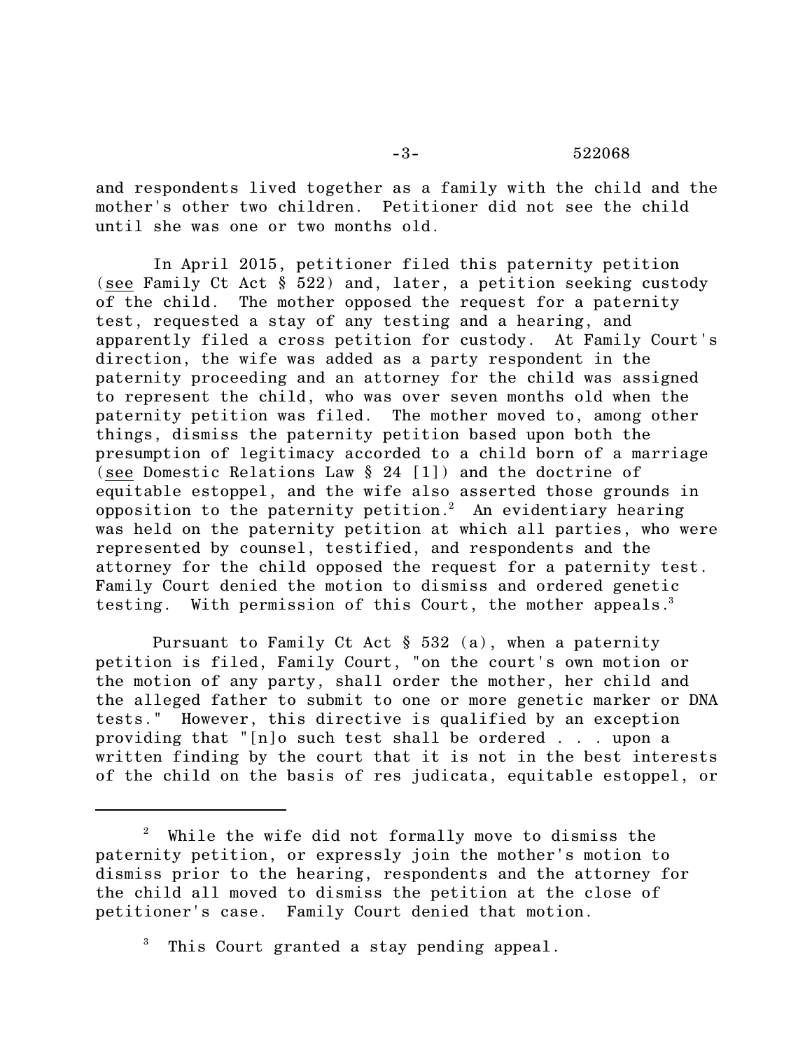and respondents lived together as a family with the child and the mother's other two children. Petitioner did not see the child until she was one or two months old.

In April 2015, petitioner filed this paternity petition (see Family Ct Act § 522) and, later, a petition seeking custody of the child. The mother opposed the request for a paternity test, requested a stay of any testing and a hearing, and apparently filed a cross petition for custody. At Family Court's direction, the wife was added as a party respondent in the paternity proceeding and an attorney for the child was assigned to represent the child, who was over seven months old when the paternity petition was filed. The mother moved to, among other things, dismiss the paternity petition based upon both the presumption of legitimacy accorded to a child born of a marriage (see Domestic Relations Law § 24 [1]) and the doctrine of equitable estoppel, and the wife also asserted those grounds in opposition to the paternity petition.[2] An evidentiary hearing was held on the paternity petition at which all parties, who were represented by counsel, testified, and respondents and the attorney for the child opposed the request for a paternity test. Family Court denied the motion to dismiss and ordered genetic testing. With permission of this Court, the mother appeals.[3]

Pursuant to Family Ct Act § 532 (a), when a paternity petition is filed, Family Court, "on the court's own motion or the motion of any party, shall order the mother, her child and the alleged father to submit to one or more genetic marker or DNA tests." However, this directive is qualified by an exception providing that "[n]o such test shall be ordered . . . upon a written finding by the court that it is not in the best interests of the child on the basis of res judicata, equitable estoppel, or

---

[2] While the wife did not formally move to dismiss the paternity petition, or expressly join the mother's motion to dismiss prior to the hearing, respondents and the attorney for the child all moved to dismiss the petition at the close of petitioner's case. Family Court denied that motion.

[3] This Court granted a stay pending appeal.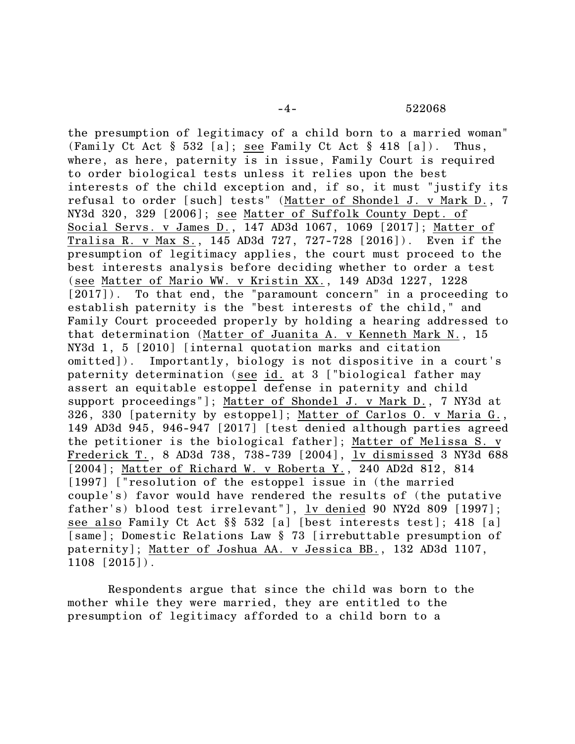the presumption of legitimacy of a child born to a married woman" (Family Ct Act § 532 [a]; see Family Ct Act § 418 [a]). Thus, where, as here, paternity is in issue, Family Court is required to order biological tests unless it relies upon the best interests of the child exception and, if so, it must "justify its refusal to order [such] tests" (Matter of Shondel J. v Mark D., 7 NY3d 320, 329 [2006]; see Matter of Suffolk County Dept. of Social Servs. v James D., 147 AD3d 1067, 1069 [2017]; Matter of Tralisa R. v Max S., 145 AD3d 727, 727-728 [2016]). Even if the presumption of legitimacy applies, the court must proceed to the best interests analysis before deciding whether to order a test (see Matter of Mario WW. v Kristin XX., 149 AD3d 1227, 1228 [2017]). To that end, the "paramount concern" in a proceeding to establish paternity is the "best interests of the child," and Family Court proceeded properly by holding a hearing addressed to that determination (Matter of Juanita A. v Kenneth Mark N., 15 NY3d 1, 5 [2010] [internal quotation marks and citation omitted]). Importantly, biology is not dispositive in a court's paternity determination (see id. at 3 ["biological father may assert an equitable estoppel defense in paternity and child support proceedings"]; Matter of Shondel J. v Mark D., 7 NY3d at 326, 330 [paternity by estoppel]; Matter of Carlos O. v Maria G., 149 AD3d 945, 946-947 [2017] [test denied although parties agreed the petitioner is the biological father]; Matter of Melissa S. v Frederick T., 8 AD3d 738, 738-739 [2004], lv dismissed 3 NY3d 688 [2004]; Matter of Richard W. v Roberta Y., 240 AD2d 812, 814 [1997] ["resolution of the estoppel issue in (the married couple's) favor would have rendered the results of (the putative father's) blood test irrelevant"], lv denied 90 NY2d 809 [1997]; see also Family Ct Act §§ 532 [a] [best interests test]; 418 [a] [same]; Domestic Relations Law § 73 [irrebuttable presumption of paternity]; Matter of Joshua AA. v Jessica BB., 132 AD3d 1107, 1108 [2015]).

Respondents argue that since the child was born to the mother while they were married, they are entitled to the presumption of legitimacy afforded to a child born to a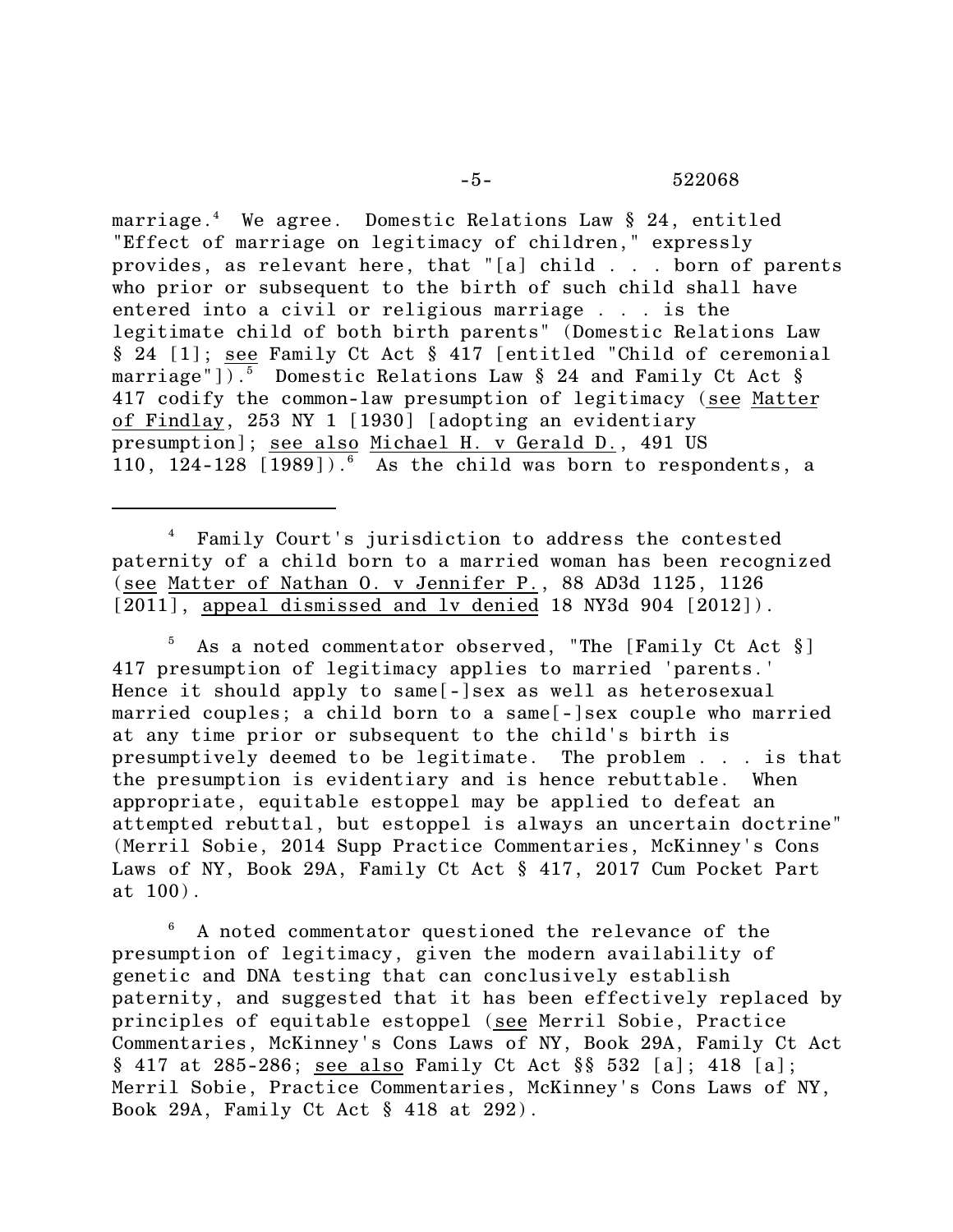marriage.[4] We agree. Domestic Relations Law § 24, entitled "Effect of marriage on legitimacy of children," expressly provides, as relevant here, that "[a] child . . . born of parents who prior or subsequent to the birth of such child shall have entered into a civil or religious marriage . . . is the legitimate child of both birth parents" (Domestic Relations Law § 24 [1]; see Family Ct Act § 417 [entitled "Child of ceremonial marriage"]).[5] Domestic Relations Law § 24 and Family Ct Act § 417 codify the common-law presumption of legitimacy (see Matter of Findlay, 253 NY 1 [1930] [adopting an evidentiary presumption]; see also Michael H. v Gerald D., 491 US 110, 124-128 [1989]).[6] As the child was born to respondents, a

---

[4] Family Court's jurisdiction to address the contested paternity of a child born to a married woman has been recognized (see Matter of Nathan O. v Jennifer P., 88 AD3d 1125, 1126 [2011], appeal dismissed and lv denied 18 NY3d 904 [2012]).

[5] As a noted commentator observed, "The [Family Ct Act §] 417 presumption of legitimacy applies to married 'parents.' Hence it should apply to same[-]sex as well as heterosexual married couples; a child born to a same[-]sex couple who married at any time prior or subsequent to the child's birth is presumptively deemed to be legitimate. The problem . . . is that the presumption is evidentiary and is hence rebuttable. When appropriate, equitable estoppel may be applied to defeat an attempted rebuttal, but estoppel is always an uncertain doctrine" (Merril Sobie, 2014 Supp Practice Commentaries, McKinney's Cons Laws of NY, Book 29A, Family Ct Act § 417, 2017 Cum Pocket Part at 100).

[6] A noted commentator questioned the relevance of the presumption of legitimacy, given the modern availability of genetic and DNA testing that can conclusively establish paternity, and suggested that it has been effectively replaced by principles of equitable estoppel (see Merril Sobie, Practice Commentaries, McKinney's Cons Laws of NY, Book 29A, Family Ct Act § 417 at 285-286; see also Family Ct Act §§ 532 [a]; 418 [a]; Merril Sobie, Practice Commentaries, McKinney's Cons Laws of NY, Book 29A, Family Ct Act § 418 at 292).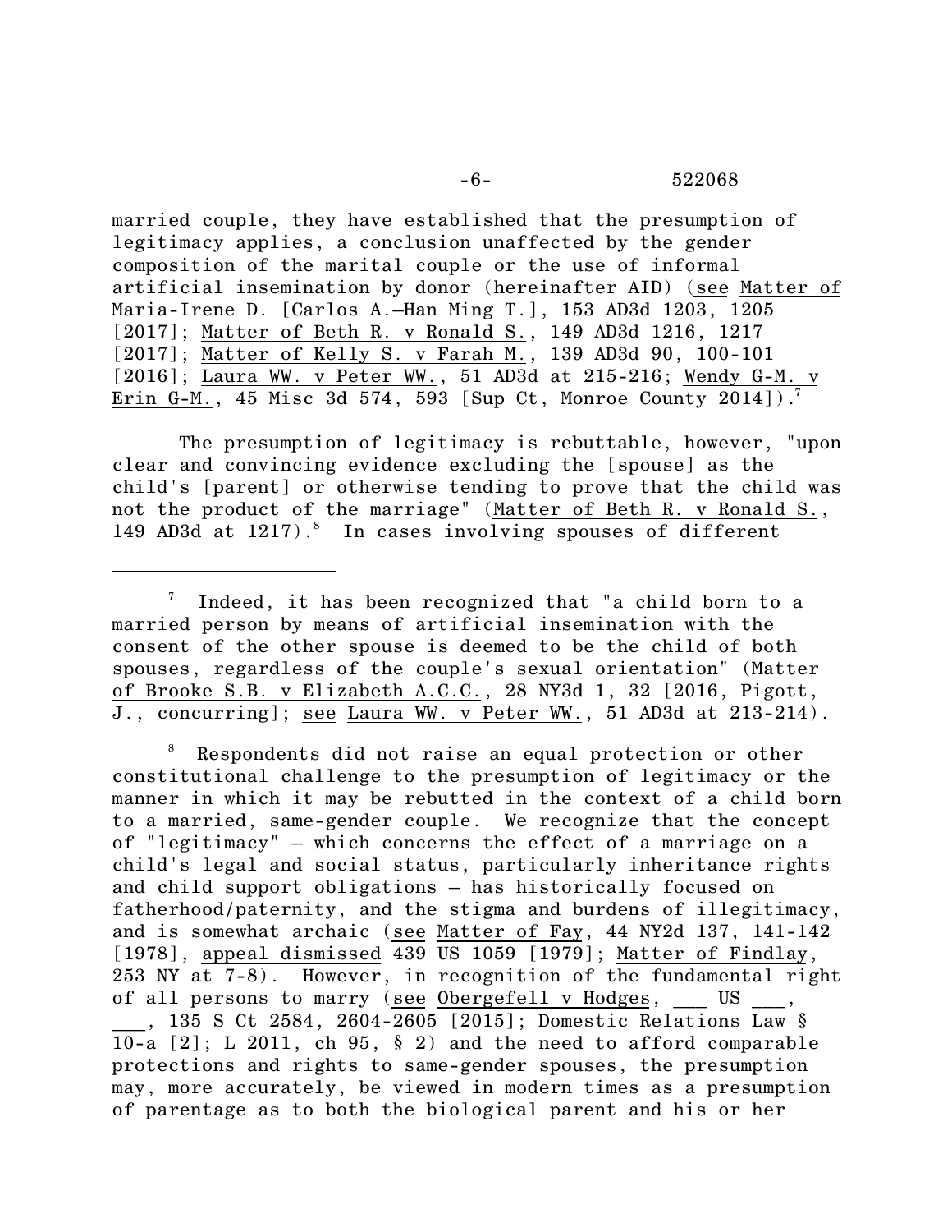married couple, they have established that the presumption of legitimacy applies, a conclusion unaffected by the gender composition of the marital couple or the use of informal artificial insemination by donor (hereinafter AID) (see Matter of Maria-Irene D. [Carlos A.—Han Ming T.], 153 AD3d 1203, 1205 [2017]; Matter of Beth R. v Ronald S., 149 AD3d 1216, 1217 [2017]; Matter of Kelly S. v Farah M., 139 AD3d 90, 100-101 [2016]; Laura WW. v Peter WW., 51 AD3d at 215-216; Wendy G-M. v Erin G-M., 45 Misc 3d 574, 593 [Sup Ct, Monroe County 2014]).[7]

The presumption of legitimacy is rebuttable, however, "upon clear and convincing evidence excluding the [spouse] as the child's [parent] or otherwise tending to prove that the child was not the product of the marriage" (Matter of Beth R. v Ronald S., 149 AD3d at 1217).[8] In cases involving spouses of different

---

[7] Indeed, it has been recognized that "a child born to a married person by means of artificial insemination with the consent of the other spouse is deemed to be the child of both spouses, regardless of the couple's sexual orientation" (Matter of Brooke S.B. v Elizabeth A.C.C., 28 NY3d 1, 32 [2016, Pigott, J., concurring]; see Laura WW. v Peter WW., 51 AD3d at 213-214).

[8] Respondents did not raise an equal protection or other constitutional challenge to the presumption of legitimacy or the manner in which it may be rebutted in the context of a child born to a married, same-gender couple. We recognize that the concept of "legitimacy" — which concerns the effect of a marriage on a child's legal and social status, particularly inheritance rights and child support obligations — has historically focused on fatherhood/paternity, and the stigma and burdens of illegitimacy, and is somewhat archaic (see Matter of Fay, 44 NY2d 137, 141-142 [1978], appeal dismissed 439 US 1059 [1979]; Matter of Findlay, 253 NY at 7-8). However, in recognition of the fundamental right of all persons to marry (see Obergefell v Hodges, ___ US ___, ___, 135 S Ct 2584, 2604-2605 [2015]; Domestic Relations Law § 10-a [2]; L 2011, ch 95, § 2) and the need to afford comparable protections and rights to same-gender spouses, the presumption may, more accurately, be viewed in modern times as a presumption of parentage as to both the biological parent and his or her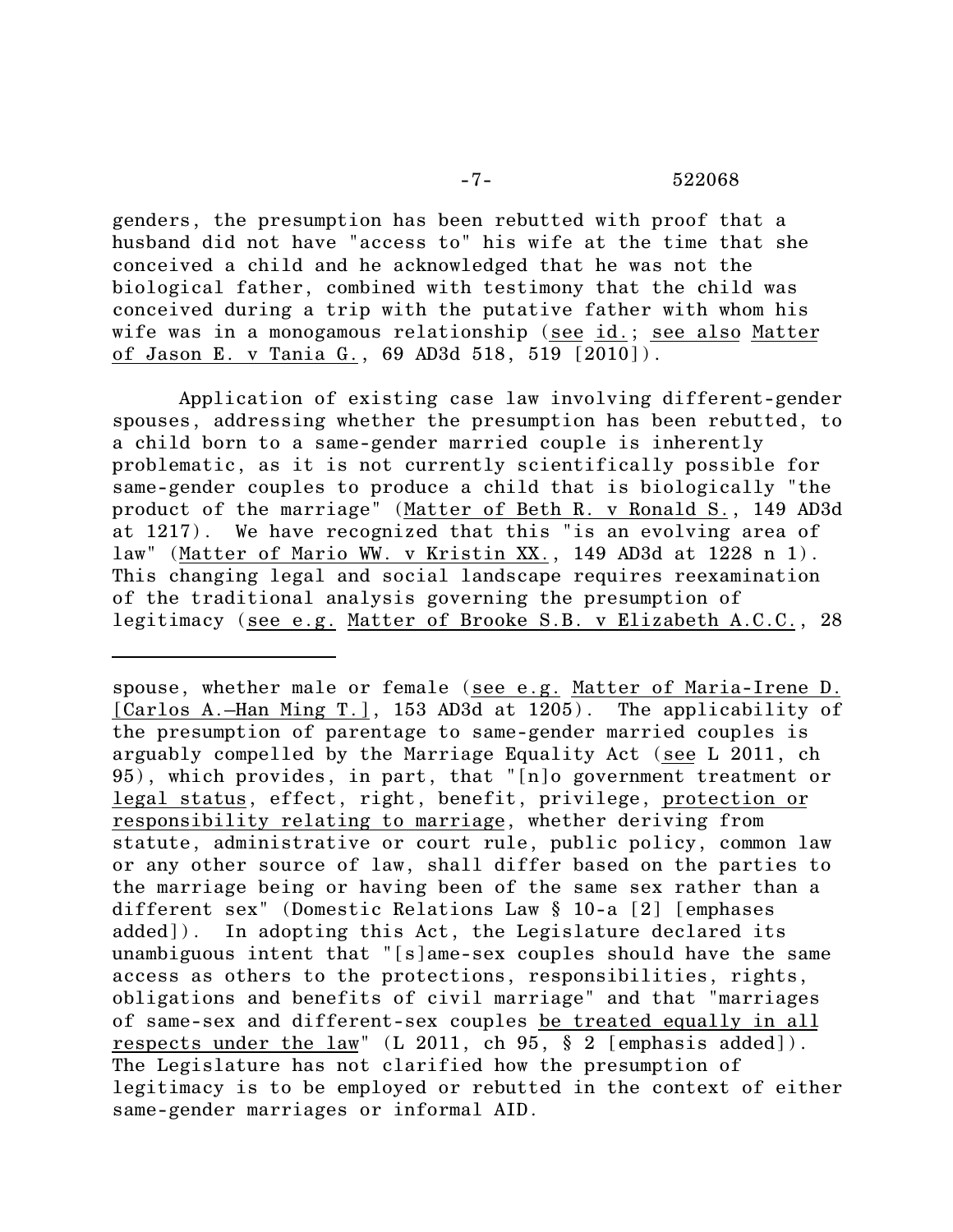genders, the presumption has been rebutted with proof that a husband did not have "access to" his wife at the time that she conceived a child and he acknowledged that he was not the biological father, combined with testimony that the child was conceived during a trip with the putative father with whom his wife was in a monogamous relationship (see id.; see also Matter of Jason E. v Tania G., 69 AD3d 518, 519 [2010]).

Application of existing case law involving different-gender spouses, addressing whether the presumption has been rebutted, to a child born to a same-gender married couple is inherently problematic, as it is not currently scientifically possible for same-gender couples to produce a child that is biologically "the product of the marriage" (Matter of Beth R. v Ronald S., 149 AD3d at 1217). We have recognized that this "is an evolving area of law" (Matter of Mario WW. v Kristin XX., 149 AD3d at 1228 n 1). This changing legal and social landscape requires reexamination of the traditional analysis governing the presumption of legitimacy (see e.g. Matter of Brooke S.B. v Elizabeth A.C.C., 28

---

spouse, whether male or female (see e.g. Matter of Maria-Irene D. [Carlos A.—Han Ming T.], 153 AD3d at 1205). The applicability of the presumption of parentage to same-gender married couples is arguably compelled by the Marriage Equality Act (see L 2011, ch 95), which provides, in part, that "[n]o government treatment or legal status, effect, right, benefit, privilege, protection or responsibility relating to marriage, whether deriving from statute, administrative or court rule, public policy, common law or any other source of law, shall differ based on the parties to the marriage being or having been of the same sex rather than a different sex" (Domestic Relations Law § 10-a [2] [emphases added]). In adopting this Act, the Legislature declared its unambiguous intent that "[s]ame-sex couples should have the same access as others to the protections, responsibilities, rights, obligations and benefits of civil marriage" and that "marriages of same-sex and different-sex couples be treated equally in all respects under the law" (L 2011, ch 95, § 2 [emphasis added]). The Legislature has not clarified how the presumption of legitimacy is to be employed or rebutted in the context of either same-gender marriages or informal AID.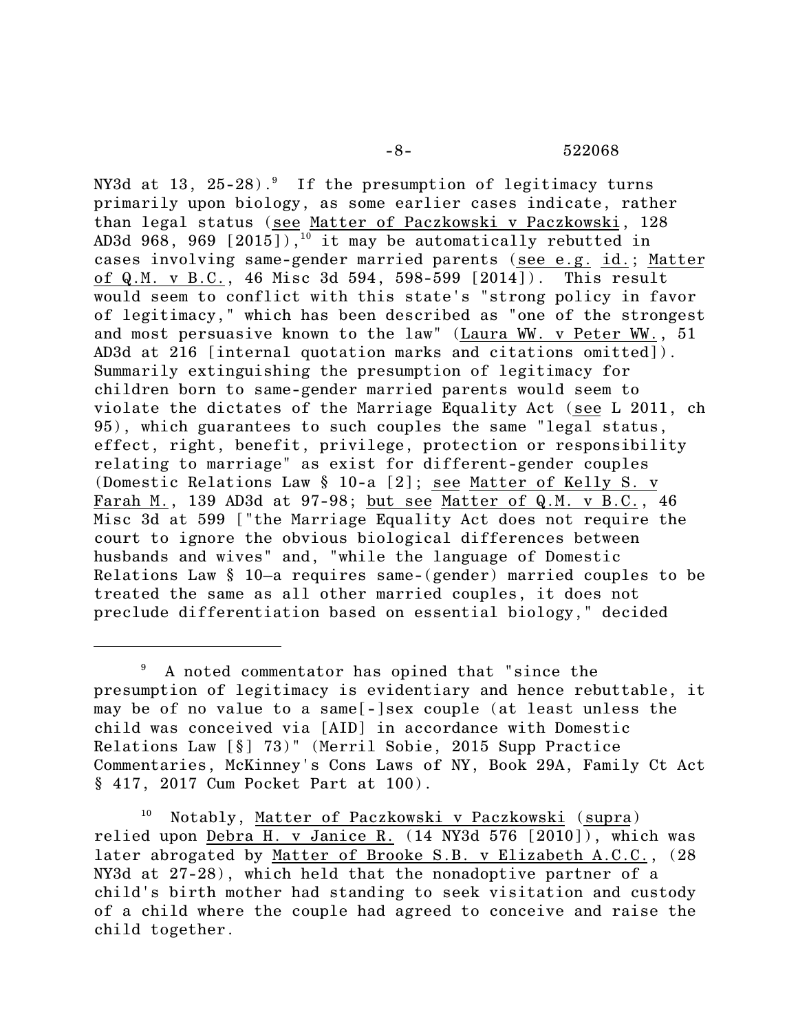NY3d at 13, 25-28).[9] If the presumption of legitimacy turns primarily upon biology, as some earlier cases indicate, rather than legal status (see Matter of Paczkowski v Paczkowski, 128 AD3d 968, 969 [2015]),[10] it may be automatically rebutted in cases involving same-gender married parents (see e.g. id.; Matter of Q.M. v B.C., 46 Misc 3d 594, 598-599 [2014]). This result would seem to conflict with this state's "strong policy in favor of legitimacy," which has been described as "one of the strongest and most persuasive known to the law" (Laura WW. v Peter WW., 51 AD3d at 216 [internal quotation marks and citations omitted]). Summarily extinguishing the presumption of legitimacy for children born to same-gender married parents would seem to violate the dictates of the Marriage Equality Act (see L 2011, ch 95), which guarantees to such couples the same "legal status, effect, right, benefit, privilege, protection or responsibility relating to marriage" as exist for different-gender couples (Domestic Relations Law § 10-a [2]; see Matter of Kelly S. v Farah M., 139 AD3d at 97-98; but see Matter of Q.M. v B.C., 46 Misc 3d at 599 ["the Marriage Equality Act does not require the court to ignore the obvious biological differences between husbands and wives" and, "while the language of Domestic Relations Law § 10–a requires same-(gender) married couples to be treated the same as all other married couples, it does not preclude differentiation based on essential biology," decided

---

[9] A noted commentator has opined that "since the presumption of legitimacy is evidentiary and hence rebuttable, it may be of no value to a same[-]sex couple (at least unless the child was conceived via [AID] in accordance with Domestic Relations Law [§] 73)" (Merril Sobie, 2015 Supp Practice Commentaries, McKinney's Cons Laws of NY, Book 29A, Family Ct Act § 417, 2017 Cum Pocket Part at 100).

[10] Notably, Matter of Paczkowski v Paczkowski (supra) relied upon Debra H. v Janice R. (14 NY3d 576 [2010]), which was later abrogated by Matter of Brooke S.B. v Elizabeth A.C.C., (28 NY3d at 27-28), which held that the nonadoptive partner of a child's birth mother had standing to seek visitation and custody of a child where the couple had agreed to conceive and raise the child together.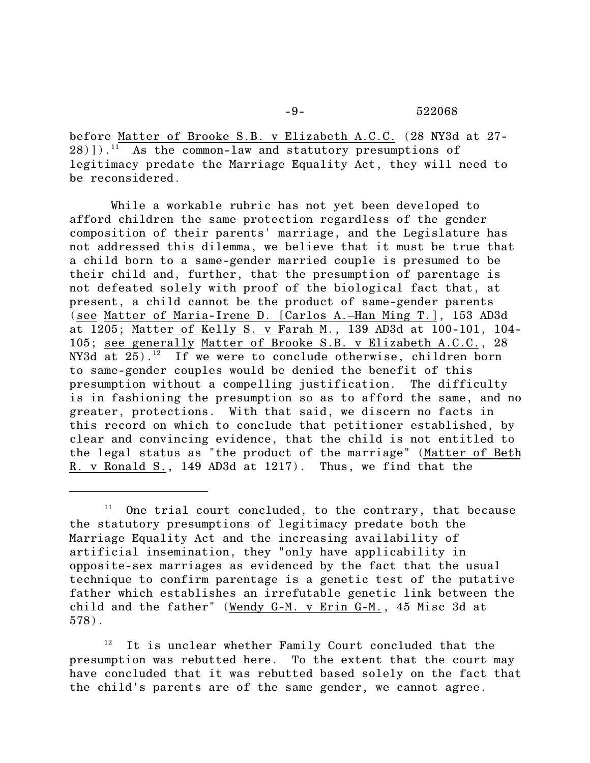before Matter of Brooke S.B. v Elizabeth A.C.C. (28 NY3d at 27-28)]).[11] As the common-law and statutory presumptions of legitimacy predate the Marriage Equality Act, they will need to be reconsidered.

While a workable rubric has not yet been developed to afford children the same protection regardless of the gender composition of their parents' marriage, and the Legislature has not addressed this dilemma, we believe that it must be true that a child born to a same-gender married couple is presumed to be their child and, further, that the presumption of parentage is not defeated solely with proof of the biological fact that, at present, a child cannot be the product of same-gender parents (see Matter of Maria-Irene D. [Carlos A.—Han Ming T.], 153 AD3d at 1205; Matter of Kelly S. v Farah M., 139 AD3d at 100-101, 104-105; see generally Matter of Brooke S.B. v Elizabeth A.C.C., 28 NY3d at 25).[12] If we were to conclude otherwise, children born to same-gender couples would be denied the benefit of this presumption without a compelling justification. The difficulty is in fashioning the presumption so as to afford the same, and no greater, protections. With that said, we discern no facts in this record on which to conclude that petitioner established, by clear and convincing evidence, that the child is not entitled to the legal status as "the product of the marriage" (Matter of Beth R. v Ronald S., 149 AD3d at 1217). Thus, we find that the

---

[11] One trial court concluded, to the contrary, that because the statutory presumptions of legitimacy predate both the Marriage Equality Act and the increasing availability of artificial insemination, they "only have applicability in opposite-sex marriages as evidenced by the fact that the usual technique to confirm parentage is a genetic test of the putative father which establishes an irrefutable genetic link between the child and the father" (Wendy G-M. v Erin G-M., 45 Misc 3d at 578).

[12] It is unclear whether Family Court concluded that the presumption was rebutted here. To the extent that the court may have concluded that it was rebutted based solely on the fact that the child's parents are of the same gender, we cannot agree.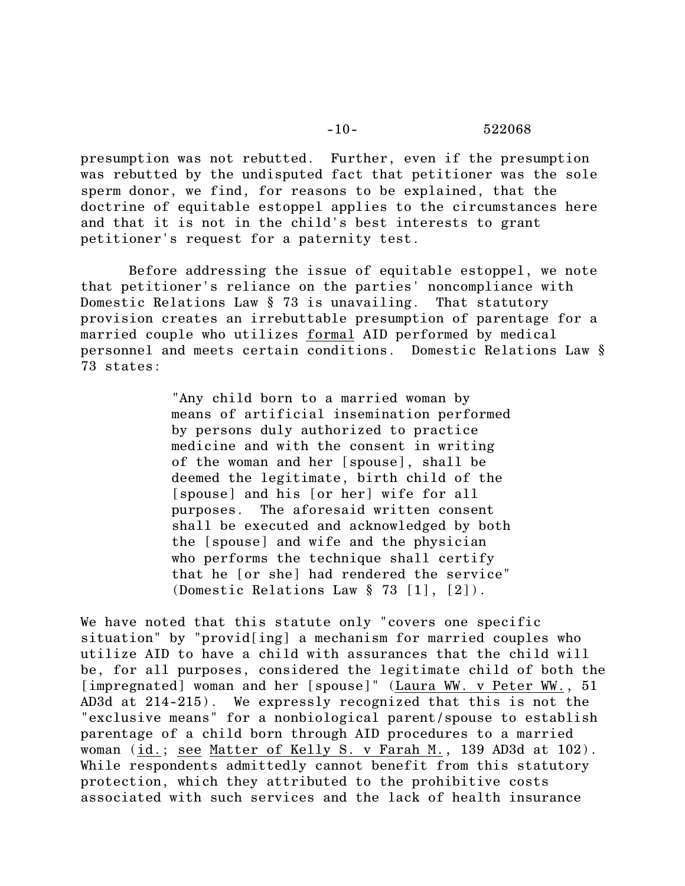presumption was not rebutted. Further, even if the presumption was rebutted by the undisputed fact that petitioner was the sole sperm donor, we find, for reasons to be explained, that the doctrine of equitable estoppel applies to the circumstances here and that it is not in the child's best interests to grant petitioner's request for a paternity test.

Before addressing the issue of equitable estoppel, we note that petitioner's reliance on the parties' noncompliance with Domestic Relations Law § 73 is unavailing. That statutory provision creates an irrebuttable presumption of parentage for a married couple who utilizes formal AID performed by medical personnel and meets certain conditions. Domestic Relations Law § 73 states:

> "Any child born to a married woman by means of artificial insemination performed by persons duly authorized to practice medicine and with the consent in writing of the woman and her [spouse], shall be deemed the legitimate, birth child of the [spouse] and his [or her] wife for all purposes. The aforesaid written consent shall be executed and acknowledged by both the [spouse] and wife and the physician who performs the technique shall certify that he [or she] had rendered the service" (Domestic Relations Law § 73 [1], [2]).

We have noted that this statute only "covers one specific situation" by "provid[ing] a mechanism for married couples who utilize AID to have a child with assurances that the child will be, for all purposes, considered the legitimate child of both the [impregnated] woman and her [spouse]" (Laura WW. v Peter WW., 51 AD3d at 214-215). We expressly recognized that this is not the "exclusive means" for a nonbiological parent/spouse to establish parentage of a child born through AID procedures to a married woman (id.; see Matter of Kelly S. v Farah M., 139 AD3d at 102). While respondents admittedly cannot benefit from this statutory protection, which they attributed to the prohibitive costs associated with such services and the lack of health insurance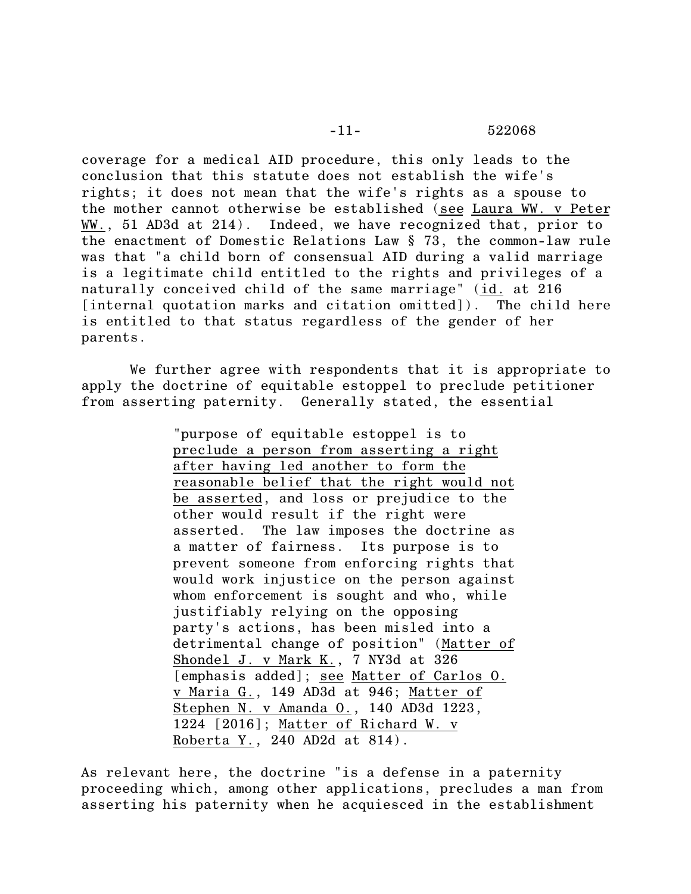coverage for a medical AID procedure, this only leads to the conclusion that this statute does not establish the wife's rights; it does not mean that the wife's rights as a spouse to the mother cannot otherwise be established (see Laura WW. v Peter WW., 51 AD3d at 214). Indeed, we have recognized that, prior to the enactment of Domestic Relations Law § 73, the common-law rule was that "a child born of consensual AID during a valid marriage is a legitimate child entitled to the rights and privileges of a naturally conceived child of the same marriage" (id. at 216 [internal quotation marks and citation omitted]). The child here is entitled to that status regardless of the gender of her parents.

We further agree with respondents that it is appropriate to apply the doctrine of equitable estoppel to preclude petitioner from asserting paternity. Generally stated, the essential

> "purpose of equitable estoppel is to preclude a person from asserting a right after having led another to form the reasonable belief that the right would not be asserted, and loss or prejudice to the other would result if the right were asserted. The law imposes the doctrine as a matter of fairness. Its purpose is to prevent someone from enforcing rights that would work injustice on the person against whom enforcement is sought and who, while justifiably relying on the opposing party's actions, has been misled into a detrimental change of position" (Matter of Shondel J. v Mark K., 7 NY3d at 326 [emphasis added]; see Matter of Carlos O. v Maria G., 149 AD3d at 946; Matter of Stephen N. v Amanda O., 140 AD3d 1223, 1224 [2016]; Matter of Richard W. v Roberta Y., 240 AD2d at 814).

As relevant here, the doctrine "is a defense in a paternity proceeding which, among other applications, precludes a man from asserting his paternity when he acquiesced in the establishment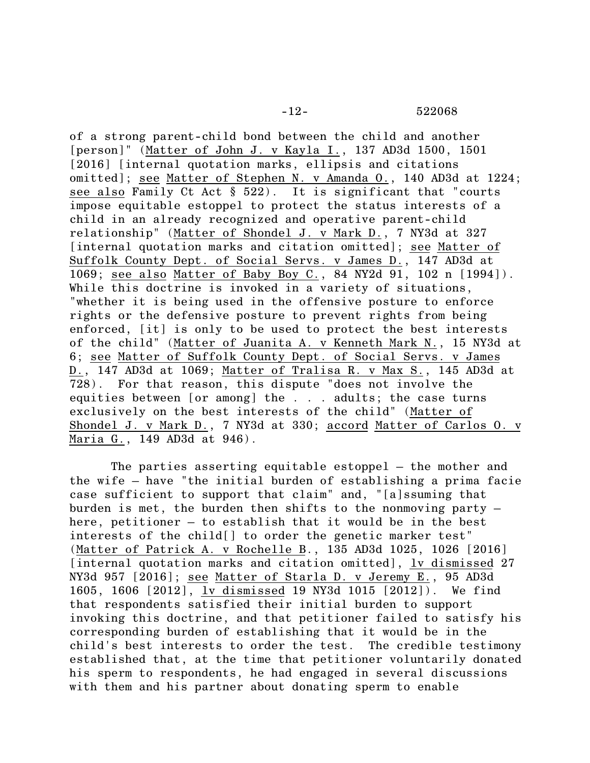of a strong parent-child bond between the child and another [person]" (Matter of John J. v Kayla I., 137 AD3d 1500, 1501 [2016] [internal quotation marks, ellipsis and citations omitted]; see Matter of Stephen N. v Amanda O., 140 AD3d at 1224; see also Family Ct Act § 522). It is significant that "courts impose equitable estoppel to protect the status interests of a child in an already recognized and operative parent-child relationship" (Matter of Shondel J. v Mark D., 7 NY3d at 327 [internal quotation marks and citation omitted]; see Matter of Suffolk County Dept. of Social Servs. v James D., 147 AD3d at 1069; see also Matter of Baby Boy C., 84 NY2d 91, 102 n [1994]). While this doctrine is invoked in a variety of situations, "whether it is being used in the offensive posture to enforce rights or the defensive posture to prevent rights from being enforced, [it] is only to be used to protect the best interests of the child" (Matter of Juanita A. v Kenneth Mark N., 15 NY3d at 6; see Matter of Suffolk County Dept. of Social Servs. v James D., 147 AD3d at 1069; Matter of Tralisa R. v Max S., 145 AD3d at 728). For that reason, this dispute "does not involve the equities between [or among] the . . . adults; the case turns exclusively on the best interests of the child" (Matter of Shondel J. v Mark D., 7 NY3d at 330; accord Matter of Carlos O. v Maria G., 149 AD3d at 946).

The parties asserting equitable estoppel – the mother and the wife – have "the initial burden of establishing a prima facie case sufficient to support that claim" and, "[a]ssuming that burden is met, the burden then shifts to the nonmoving party – here, petitioner – to establish that it would be in the best interests of the child[] to order the genetic marker test" (Matter of Patrick A. v Rochelle B., 135 AD3d 1025, 1026 [2016] [internal quotation marks and citation omitted], lv dismissed 27 NY3d 957 [2016]; see Matter of Starla D. v Jeremy E., 95 AD3d 1605, 1606 [2012], lv dismissed 19 NY3d 1015 [2012]). We find that respondents satisfied their initial burden to support invoking this doctrine, and that petitioner failed to satisfy his corresponding burden of establishing that it would be in the child's best interests to order the test. The credible testimony established that, at the time that petitioner voluntarily donated his sperm to respondents, he had engaged in several discussions with them and his partner about donating sperm to enable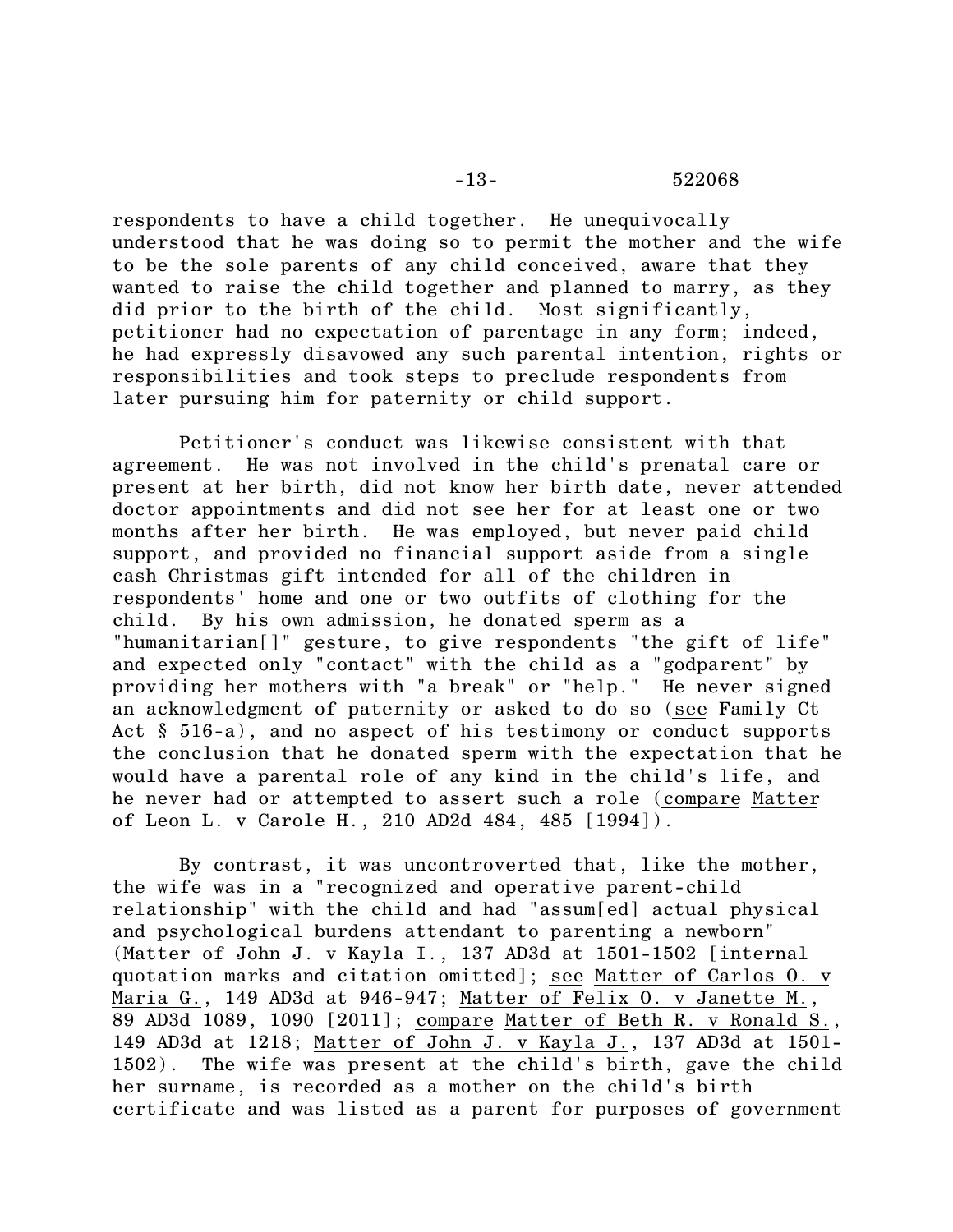respondents to have a child together. He unequivocally understood that he was doing so to permit the mother and the wife to be the sole parents of any child conceived, aware that they wanted to raise the child together and planned to marry, as they did prior to the birth of the child. Most significantly, petitioner had no expectation of parentage in any form; indeed, he had expressly disavowed any such parental intention, rights or responsibilities and took steps to preclude respondents from later pursuing him for paternity or child support.

Petitioner's conduct was likewise consistent with that agreement. He was not involved in the child's prenatal care or present at her birth, did not know her birth date, never attended doctor appointments and did not see her for at least one or two months after her birth. He was employed, but never paid child support, and provided no financial support aside from a single cash Christmas gift intended for all of the children in respondents' home and one or two outfits of clothing for the child. By his own admission, he donated sperm as a "humanitarian[]" gesture, to give respondents "the gift of life" and expected only "contact" with the child as a "godparent" by providing her mothers with "a break" or "help." He never signed an acknowledgment of paternity or asked to do so (see Family Ct Act § 516-a), and no aspect of his testimony or conduct supports the conclusion that he donated sperm with the expectation that he would have a parental role of any kind in the child's life, and he never had or attempted to assert such a role (compare Matter of Leon L. v Carole H., 210 AD2d 484, 485 [1994]).

By contrast, it was uncontroverted that, like the mother, the wife was in a "recognized and operative parent-child relationship" with the child and had "assum[ed] actual physical and psychological burdens attendant to parenting a newborn" (Matter of John J. v Kayla I., 137 AD3d at 1501-1502 [internal quotation marks and citation omitted]; see Matter of Carlos O. v Maria G., 149 AD3d at 946-947; Matter of Felix O. v Janette M., 89 AD3d 1089, 1090 [2011]; compare Matter of Beth R. v Ronald S., 149 AD3d at 1218; Matter of John J. v Kayla J., 137 AD3d at 1501-1502). The wife was present at the child's birth, gave the child her surname, is recorded as a mother on the child's birth certificate and was listed as a parent for purposes of government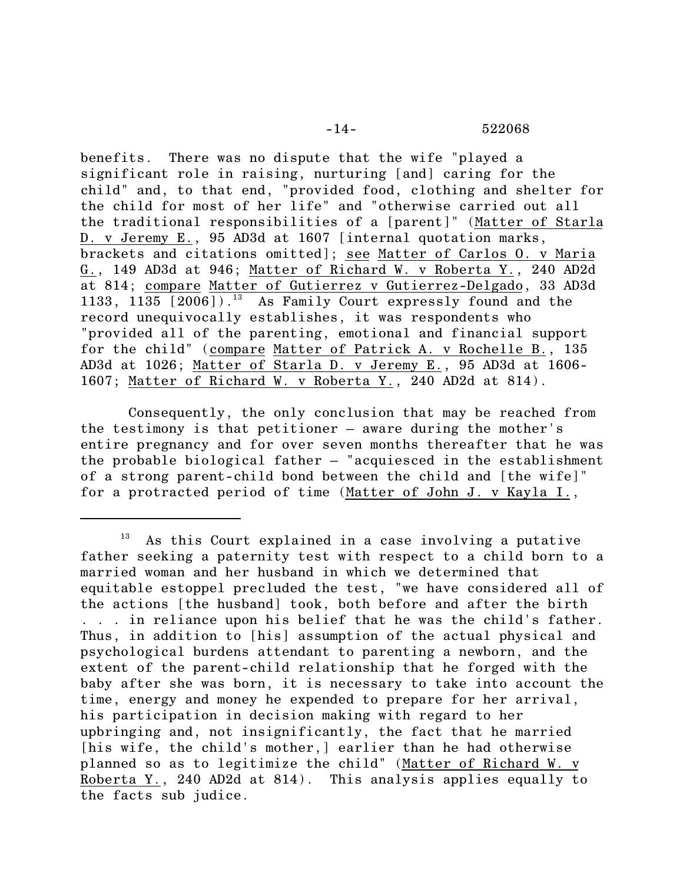benefits. There was no dispute that the wife "played a significant role in raising, nurturing [and] caring for the child" and, to that end, "provided food, clothing and shelter for the child for most of her life" and "otherwise carried out all the traditional responsibilities of a [parent]" (Matter of Starla D. v Jeremy E., 95 AD3d at 1607 [internal quotation marks, brackets and citations omitted]; see Matter of Carlos O. v Maria G., 149 AD3d at 946; Matter of Richard W. v Roberta Y., 240 AD2d at 814; compare Matter of Gutierrez v Gutierrez-Delgado, 33 AD3d 1133, 1135 [2006]).[13] As Family Court expressly found and the record unequivocally establishes, it was respondents who "provided all of the parenting, emotional and financial support for the child" (compare Matter of Patrick A. v Rochelle B., 135 AD3d at 1026; Matter of Starla D. v Jeremy E., 95 AD3d at 1606-1607; Matter of Richard W. v Roberta Y., 240 AD2d at 814).

Consequently, the only conclusion that may be reached from the testimony is that petitioner – aware during the mother's entire pregnancy and for over seven months thereafter that he was the probable biological father – "acquiesced in the establishment of a strong parent-child bond between the child and [the wife]" for a protracted period of time (Matter of John J. v Kayla I.,

---

[13] As this Court explained in a case involving a putative father seeking a paternity test with respect to a child born to a married woman and her husband in which we determined that equitable estoppel precluded the test, "we have considered all of the actions [the husband] took, both before and after the birth . . . in reliance upon his belief that he was the child's father. Thus, in addition to [his] assumption of the actual physical and psychological burdens attendant to parenting a newborn, and the extent of the parent-child relationship that he forged with the baby after she was born, it is necessary to take into account the time, energy and money he expended to prepare for her arrival, his participation in decision making with regard to her upbringing and, not insignificantly, the fact that he married [his wife, the child's mother,] earlier than he had otherwise planned so as to legitimize the child" (Matter of Richard W. v Roberta Y., 240 AD2d at 814). This analysis applies equally to the facts sub judice.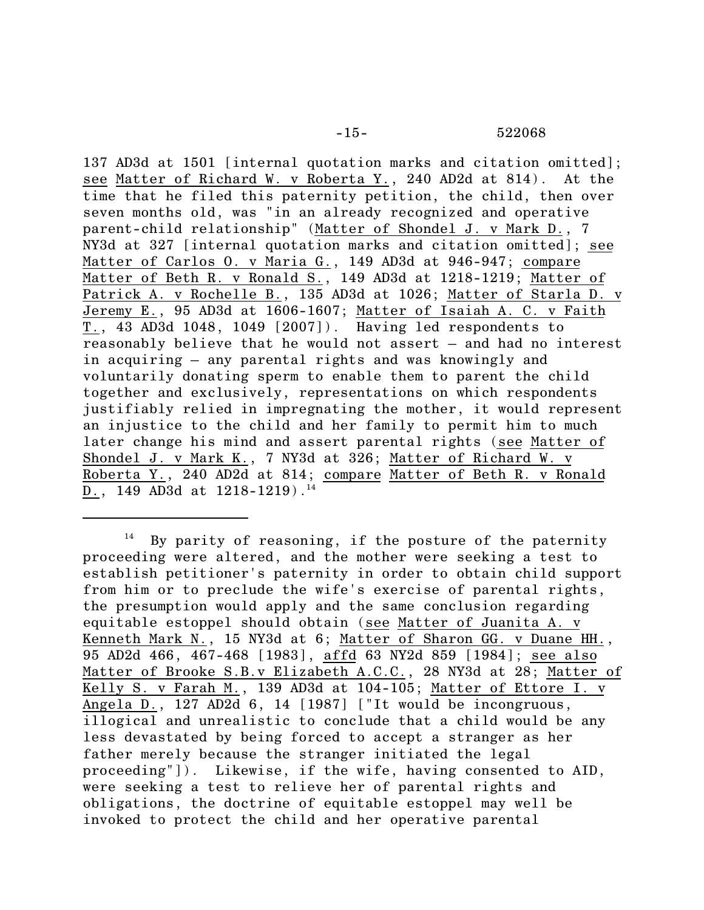137 AD3d at 1501 [internal quotation marks and citation omitted]; see Matter of Richard W. v Roberta Y., 240 AD2d at 814). At the time that he filed this paternity petition, the child, then over seven months old, was "in an already recognized and operative parent-child relationship" (Matter of Shondel J. v Mark D., 7 NY3d at 327 [internal quotation marks and citation omitted]; see Matter of Carlos O. v Maria G., 149 AD3d at 946-947; compare Matter of Beth R. v Ronald S., 149 AD3d at 1218-1219; Matter of Patrick A. v Rochelle B., 135 AD3d at 1026; Matter of Starla D. v Jeremy E., 95 AD3d at 1606-1607; Matter of Isaiah A. C. v Faith T., 43 AD3d 1048, 1049 [2007]). Having led respondents to reasonably believe that he would not assert – and had no interest in acquiring – any parental rights and was knowingly and voluntarily donating sperm to enable them to parent the child together and exclusively, representations on which respondents justifiably relied in impregnating the mother, it would represent an injustice to the child and her family to permit him to much later change his mind and assert parental rights (see Matter of Shondel J. v Mark K., 7 NY3d at 326; Matter of Richard W. v Roberta Y., 240 AD2d at 814; compare Matter of Beth R. v Ronald D., 149 AD3d at 1218-1219).[14]

---

[14] By parity of reasoning, if the posture of the paternity proceeding were altered, and the mother were seeking a test to establish petitioner's paternity in order to obtain child support from him or to preclude the wife's exercise of parental rights, the presumption would apply and the same conclusion regarding equitable estoppel should obtain (see Matter of Juanita A. v Kenneth Mark N., 15 NY3d at 6; Matter of Sharon GG. v Duane HH., 95 AD2d 466, 467-468 [1983], affd 63 NY2d 859 [1984]; see also Matter of Brooke S.B.v Elizabeth A.C.C., 28 NY3d at 28; Matter of Kelly S. v Farah M., 139 AD3d at 104-105; Matter of Ettore I. v Angela D., 127 AD2d 6, 14 [1987] ["It would be incongruous, illogical and unrealistic to conclude that a child would be any less devastated by being forced to accept a stranger as her father merely because the stranger initiated the legal proceeding"]). Likewise, if the wife, having consented to AID, were seeking a test to relieve her of parental rights and obligations, the doctrine of equitable estoppel may well be invoked to protect the child and her operative parental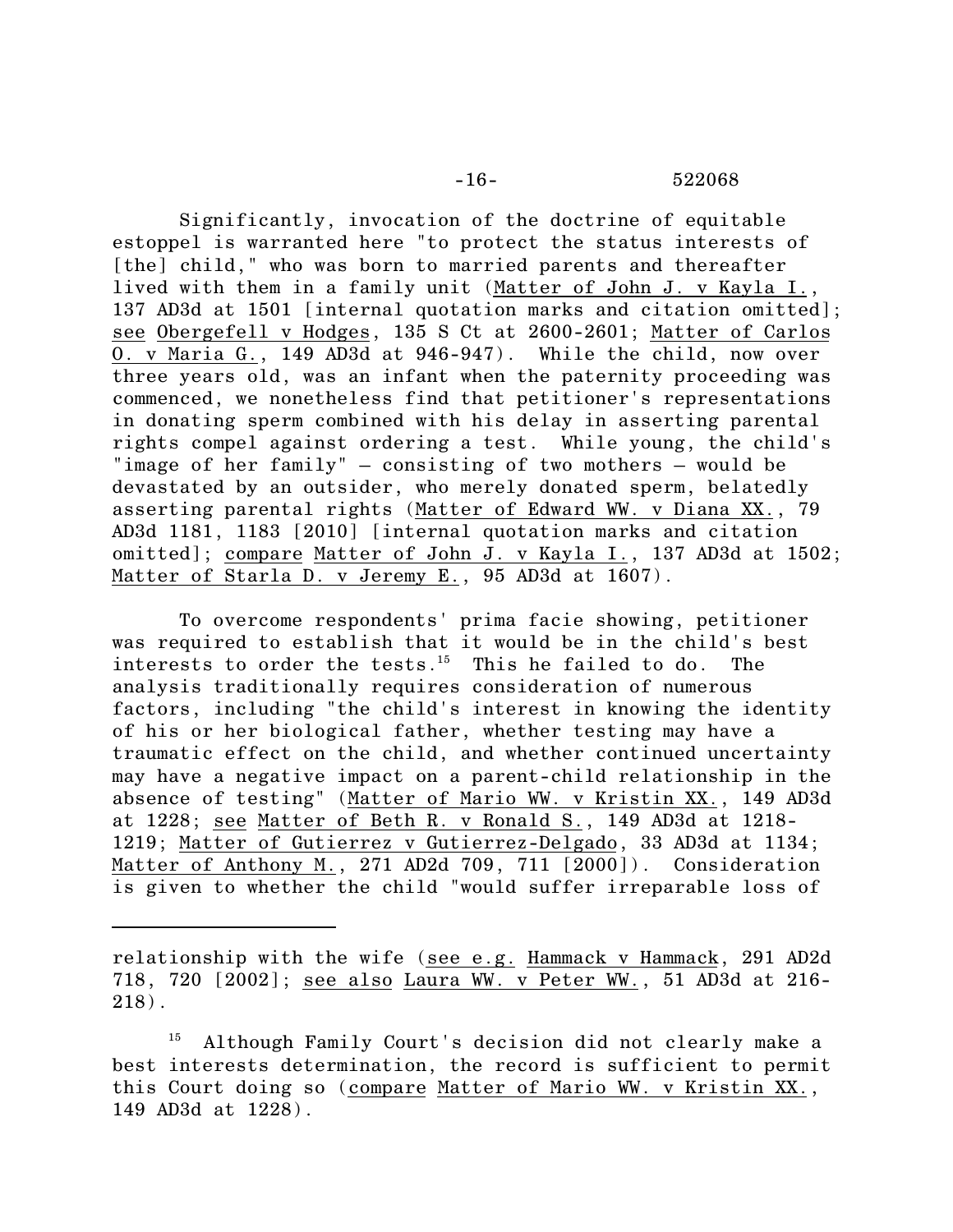Significantly, invocation of the doctrine of equitable estoppel is warranted here "to protect the status interests of [the] child," who was born to married parents and thereafter lived with them in a family unit (Matter of John J. v Kayla I., 137 AD3d at 1501 [internal quotation marks and citation omitted]; see Obergefell v Hodges, 135 S Ct at 2600-2601; Matter of Carlos O. v Maria G., 149 AD3d at 946-947). While the child, now over three years old, was an infant when the paternity proceeding was commenced, we nonetheless find that petitioner's representations in donating sperm combined with his delay in asserting parental rights compel against ordering a test. While young, the child's "image of her family" – consisting of two mothers – would be devastated by an outsider, who merely donated sperm, belatedly asserting parental rights (Matter of Edward WW. v Diana XX., 79 AD3d 1181, 1183 [2010] [internal quotation marks and citation omitted]; compare Matter of John J. v Kayla I., 137 AD3d at 1502; Matter of Starla D. v Jeremy E., 95 AD3d at 1607).

To overcome respondents' prima facie showing, petitioner was required to establish that it would be in the child's best interests to order the tests.[15] This he failed to do. The analysis traditionally requires consideration of numerous factors, including "the child's interest in knowing the identity of his or her biological father, whether testing may have a traumatic effect on the child, and whether continued uncertainty may have a negative impact on a parent-child relationship in the absence of testing" (Matter of Mario WW. v Kristin XX., 149 AD3d at 1228; see Matter of Beth R. v Ronald S., 149 AD3d at 1218-1219; Matter of Gutierrez v Gutierrez-Delgado, 33 AD3d at 1134; Matter of Anthony M., 271 AD2d 709, 711 [2000]). Consideration is given to whether the child "would suffer irreparable loss of

---

relationship with the wife (see e.g. Hammack v Hammack, 291 AD2d 718, 720 [2002]; see also Laura WW. v Peter WW., 51 AD3d at 216-218).

[15] Although Family Court's decision did not clearly make a best interests determination, the record is sufficient to permit this Court doing so (compare Matter of Mario WW. v Kristin XX., 149 AD3d at 1228).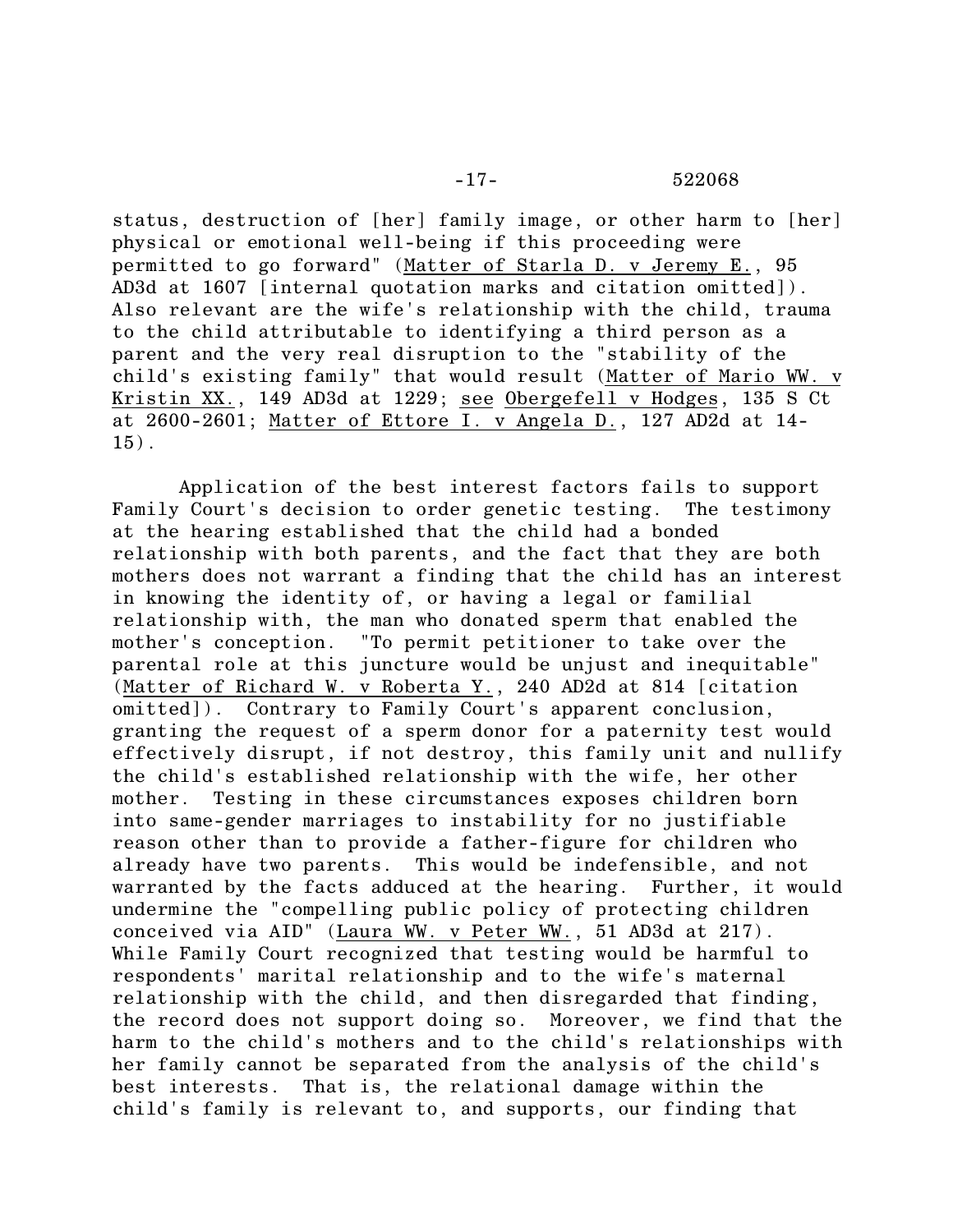status, destruction of [her] family image, or other harm to [her] physical or emotional well-being if this proceeding were permitted to go forward" (Matter of Starla D. v Jeremy E., 95 AD3d at 1607 [internal quotation marks and citation omitted]). Also relevant are the wife's relationship with the child, trauma to the child attributable to identifying a third person as a parent and the very real disruption to the "stability of the child's existing family" that would result (Matter of Mario WW. v Kristin XX., 149 AD3d at 1229; see Obergefell v Hodges, 135 S Ct at 2600-2601; Matter of Ettore I. v Angela D., 127 AD2d at 14-15).

Application of the best interest factors fails to support Family Court's decision to order genetic testing. The testimony at the hearing established that the child had a bonded relationship with both parents, and the fact that they are both mothers does not warrant a finding that the child has an interest in knowing the identity of, or having a legal or familial relationship with, the man who donated sperm that enabled the mother's conception. "To permit petitioner to take over the parental role at this juncture would be unjust and inequitable" (Matter of Richard W. v Roberta Y., 240 AD2d at 814 [citation omitted]). Contrary to Family Court's apparent conclusion, granting the request of a sperm donor for a paternity test would effectively disrupt, if not destroy, this family unit and nullify the child's established relationship with the wife, her other mother. Testing in these circumstances exposes children born into same-gender marriages to instability for no justifiable reason other than to provide a father-figure for children who already have two parents. This would be indefensible, and not warranted by the facts adduced at the hearing. Further, it would undermine the "compelling public policy of protecting children conceived via AID" (Laura WW. v Peter WW., 51 AD3d at 217). While Family Court recognized that testing would be harmful to respondents' marital relationship and to the wife's maternal relationship with the child, and then disregarded that finding, the record does not support doing so. Moreover, we find that the harm to the child's mothers and to the child's relationships with her family cannot be separated from the analysis of the child's best interests. That is, the relational damage within the child's family is relevant to, and supports, our finding that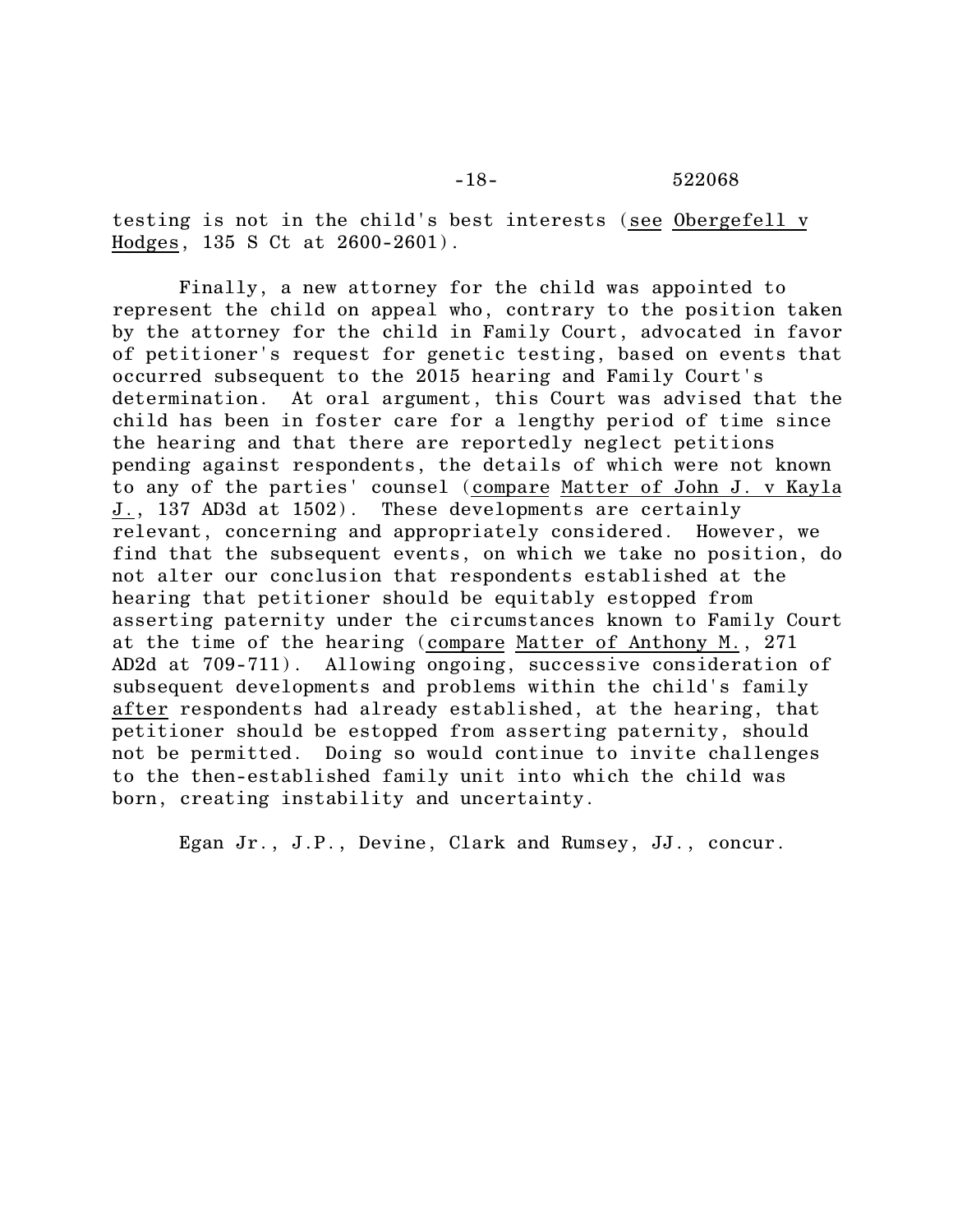testing is not in the child's best interests (see Obergefell v Hodges, 135 S Ct at 2600-2601).

Finally, a new attorney for the child was appointed to represent the child on appeal who, contrary to the position taken by the attorney for the child in Family Court, advocated in favor of petitioner's request for genetic testing, based on events that occurred subsequent to the 2015 hearing and Family Court's determination. At oral argument, this Court was advised that the child has been in foster care for a lengthy period of time since the hearing and that there are reportedly neglect petitions pending against respondents, the details of which were not known to any of the parties' counsel (compare Matter of John J. v Kayla J., 137 AD3d at 1502). These developments are certainly relevant, concerning and appropriately considered. However, we find that the subsequent events, on which we take no position, do not alter our conclusion that respondents established at the hearing that petitioner should be equitably estopped from asserting paternity under the circumstances known to Family Court at the time of the hearing (compare Matter of Anthony M., 271 AD2d at 709-711). Allowing ongoing, successive consideration of subsequent developments and problems within the child's family *after* respondents had already established, at the hearing, that petitioner should be estopped from asserting paternity, should not be permitted. Doing so would continue to invite challenges to the then-established family unit into which the child was born, creating instability and uncertainty.

Egan Jr., J.P., Devine, Clark and Rumsey, JJ., concur.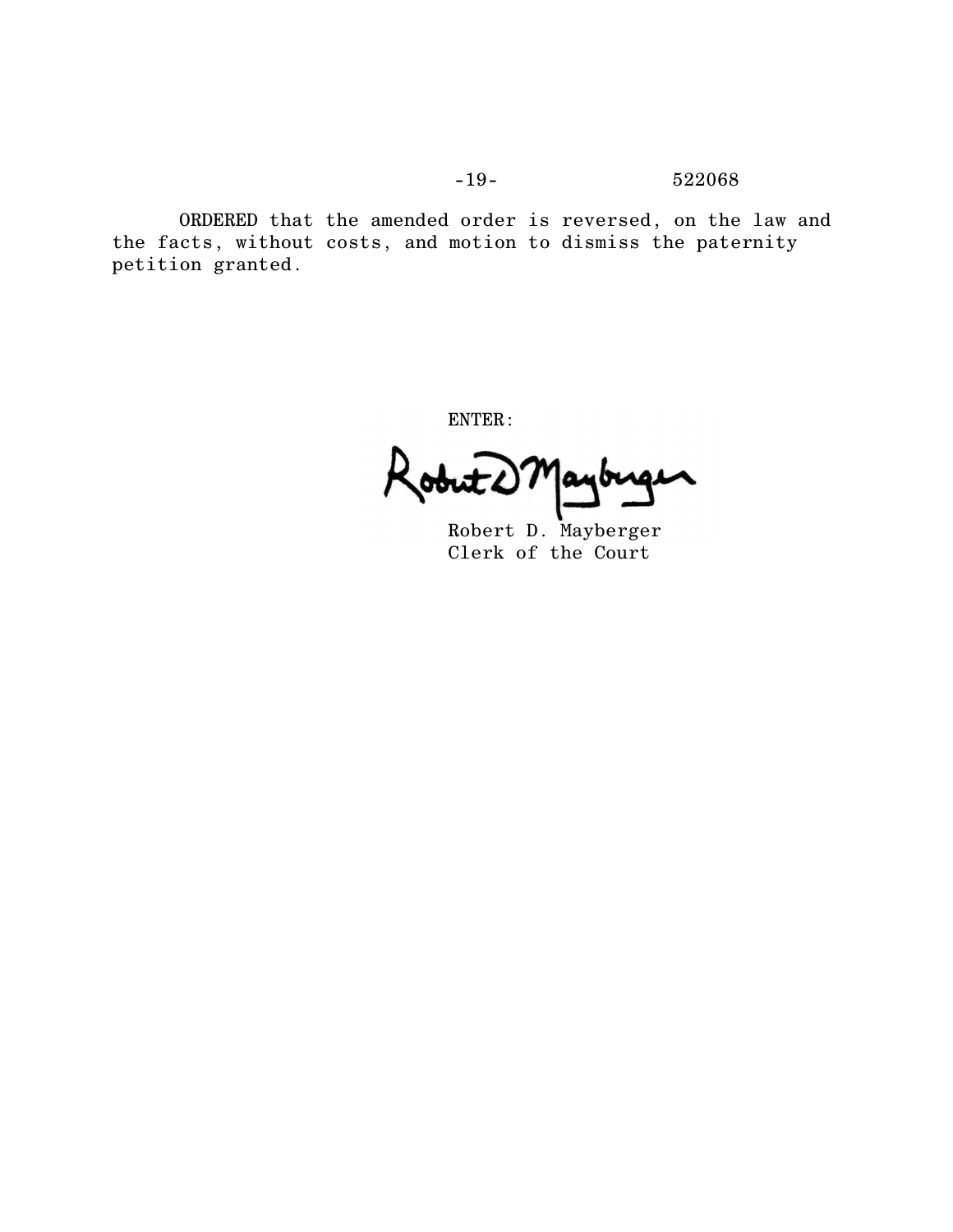ORDERED that the amended order is reversed, on the law and the facts, without costs, and motion to dismiss the paternity petition granted.

ENTER:

Robert D. Mayberger
Clerk of the Court